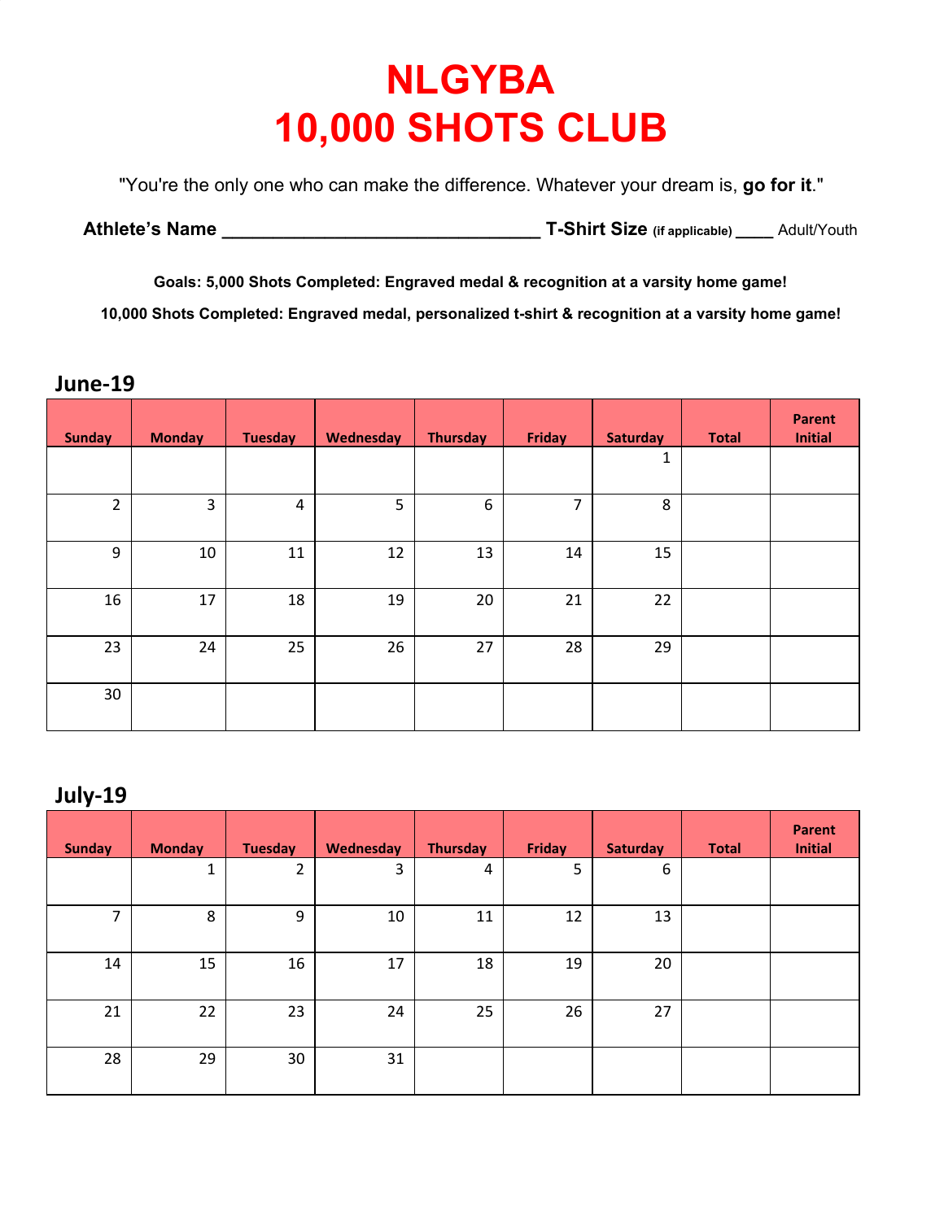# NLGYBA
# 10,000 SHOTS CLUB

"You're the only one who can make the difference. Whatever your dream is, **go for it**."

**Athlete's Name** ______________________________ **T-Shirt Size** **(if applicable)** ____ Adult/Youth

**Goals: 5,000 Shots Completed: Engraved medal & recognition at a varsity home game!**

**10,000 Shots Completed: Engraved medal, personalized t-shirt & recognition at a varsity home game!**

## June-19

| Sunday | Monday | Tuesday | Wednesday | Thursday | Friday | Saturday | Total | Parent Initial |
|---|---|---|---|---|---|---|---|---|
| | | | | | | 1 | | |
| 2 | 3 | 4 | 5 | 6 | 7 | 8 | | |
| 9 | 10 | 11 | 12 | 13 | 14 | 15 | | |
| 16 | 17 | 18 | 19 | 20 | 21 | 22 | | |
| 23 | 24 | 25 | 26 | 27 | 28 | 29 | | |
| 30 | | | | | | | | |

## July-19

| Sunday | Monday | Tuesday | Wednesday | Thursday | Friday | Saturday | Total | Parent Initial |
|---|---|---|---|---|---|---|---|---|
| | 1 | 2 | 3 | 4 | 5 | 6 | | |
| 7 | 8 | 9 | 10 | 11 | 12 | 13 | | |
| 14 | 15 | 16 | 17 | 18 | 19 | 20 | | |
| 21 | 22 | 23 | 24 | 25 | 26 | 27 | | |
| 28 | 29 | 30 | 31 | | | | | |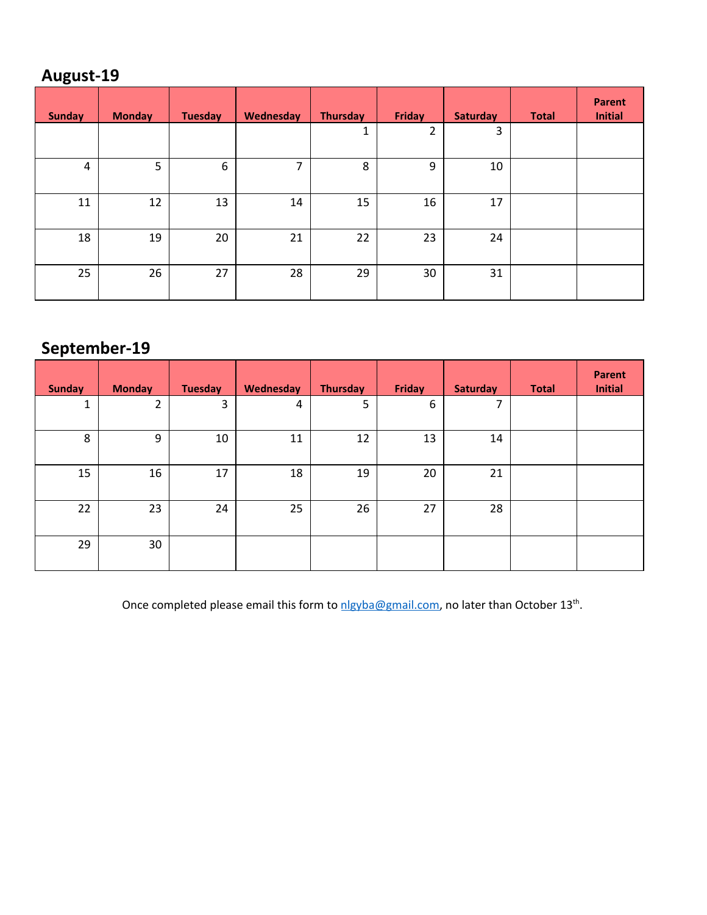## August-19

| Sunday | Monday | Tuesday | Wednesday | Thursday | Friday | Saturday | Total | Parent Initial |
|---|---|---|---|---|---|---|---|---|
| | | | | 1 | 2 | 3 | | |
| 4 | 5 | 6 | 7 | 8 | 9 | 10 | | |
| 11 | 12 | 13 | 14 | 15 | 16 | 17 | | |
| 18 | 19 | 20 | 21 | 22 | 23 | 24 | | |
| 25 | 26 | 27 | 28 | 29 | 30 | 31 | | |

## September-19

| Sunday | Monday | Tuesday | Wednesday | Thursday | Friday | Saturday | Total | Parent Initial |
|---|---|---|---|---|---|---|---|---|
| 1 | 2 | 3 | 4 | 5 | 6 | 7 | | |
| 8 | 9 | 10 | 11 | 12 | 13 | 14 | | |
| 15 | 16 | 17 | 18 | 19 | 20 | 21 | | |
| 22 | 23 | 24 | 25 | 26 | 27 | 28 | | |
| 29 | 30 | | | | | | | |

Once completed please email this form to nlgyba@gmail.com, no later than October 13th.